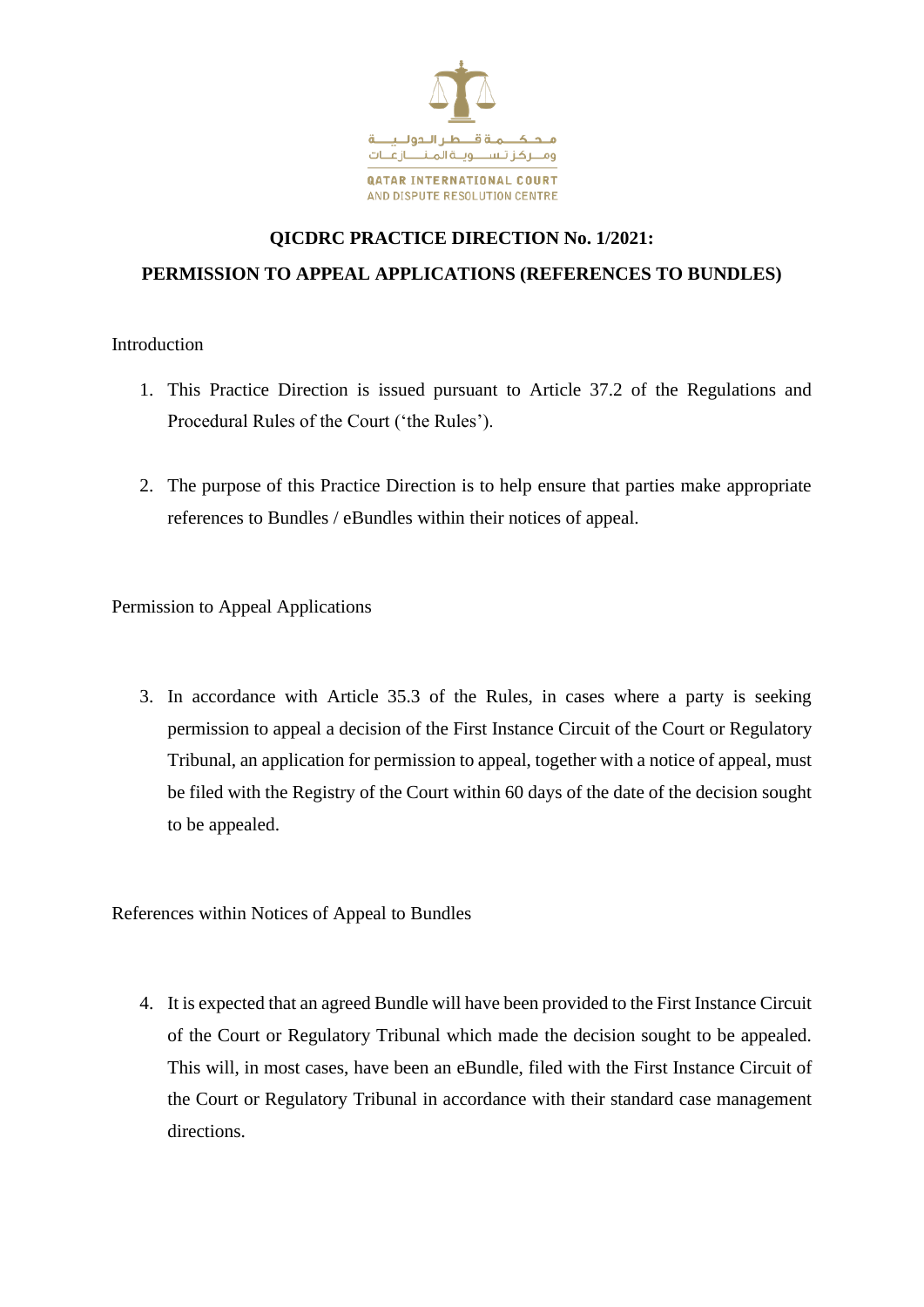محكمة قطر الدولية
ومركز تسوية المنازعات

QATAR INTERNATIONAL COURT
AND DISPUTE RESOLUTION CENTRE

# QICDRC PRACTICE DIRECTION No. 1/2021:

# PERMISSION TO APPEAL APPLICATIONS (REFERENCES TO BUNDLES)

## Introduction

1. This Practice Direction is issued pursuant to Article 37.2 of the Regulations and Procedural Rules of the Court ('the Rules').

2. The purpose of this Practice Direction is to help ensure that parties make appropriate references to Bundles / eBundles within their notices of appeal.

## Permission to Appeal Applications

3. In accordance with Article 35.3 of the Rules, in cases where a party is seeking permission to appeal a decision of the First Instance Circuit of the Court or Regulatory Tribunal, an application for permission to appeal, together with a notice of appeal, must be filed with the Registry of the Court within 60 days of the date of the decision sought to be appealed.

## References within Notices of Appeal to Bundles

4. It is expected that an agreed Bundle will have been provided to the First Instance Circuit of the Court or Regulatory Tribunal which made the decision sought to be appealed. This will, in most cases, have been an eBundle, filed with the First Instance Circuit of the Court or Regulatory Tribunal in accordance with their standard case management directions.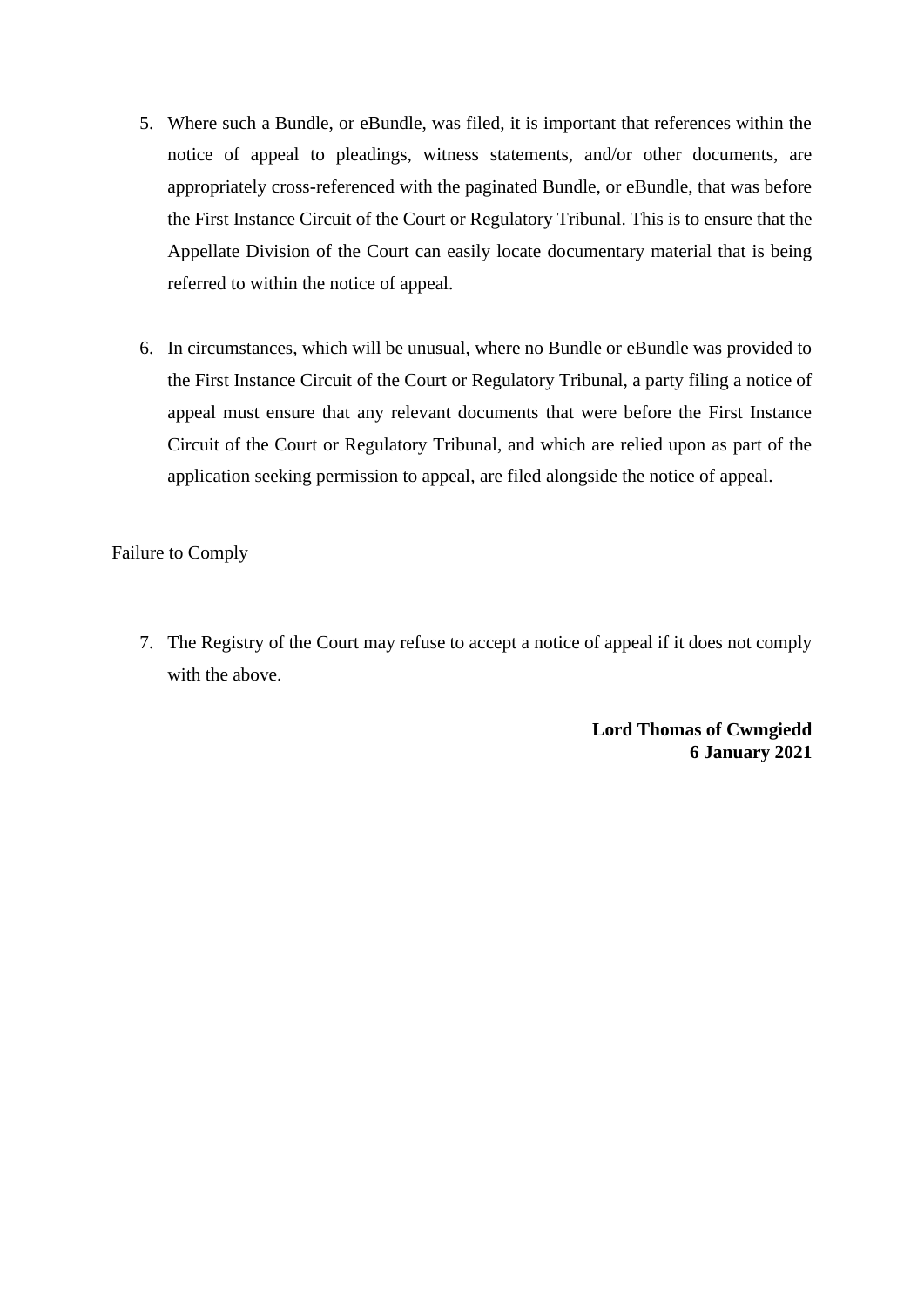5. Where such a Bundle, or eBundle, was filed, it is important that references within the notice of appeal to pleadings, witness statements, and/or other documents, are appropriately cross-referenced with the paginated Bundle, or eBundle, that was before the First Instance Circuit of the Court or Regulatory Tribunal. This is to ensure that the Appellate Division of the Court can easily locate documentary material that is being referred to within the notice of appeal.

6. In circumstances, which will be unusual, where no Bundle or eBundle was provided to the First Instance Circuit of the Court or Regulatory Tribunal, a party filing a notice of appeal must ensure that any relevant documents that were before the First Instance Circuit of the Court or Regulatory Tribunal, and which are relied upon as part of the application seeking permission to appeal, are filed alongside the notice of appeal.

Failure to Comply

7. The Registry of the Court may refuse to accept a notice of appeal if it does not comply with the above.

**Lord Thomas of Cwmgiedd**
**6 January 2021**